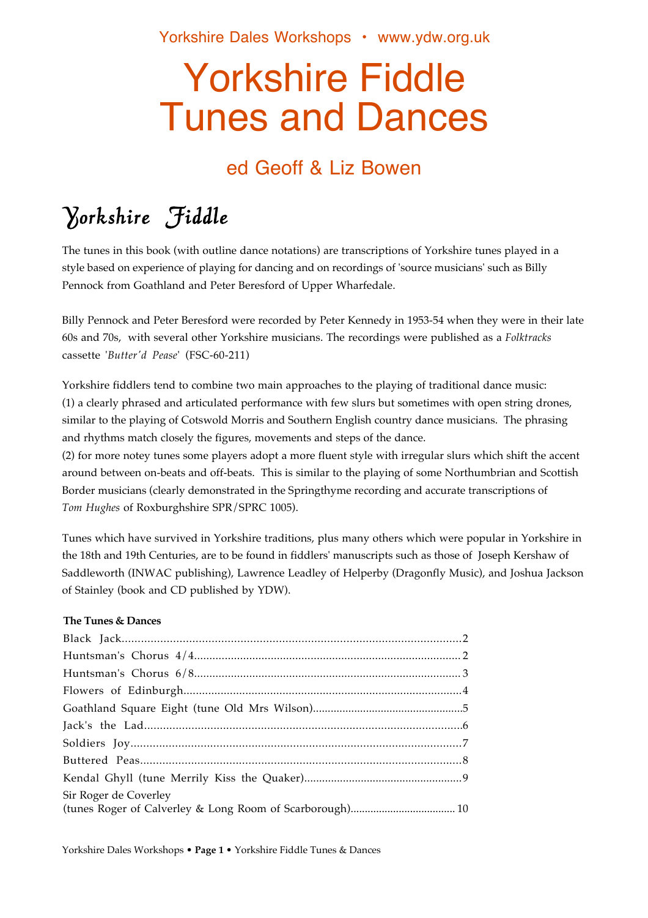Yorkshire Dales Workshops • www.ydw.org.uk

# Yorkshire Fiddle Tunes and Dances

### ed Geoff & Liz Bowen

## Yorkshire Fiddle

The tunes in this book (with outline dance notations) are transcriptions of Yorkshire tunes played in a style based on experience of playing for dancing and on recordings of 'source musicians' such as Billy Pennock from Goathland and Peter Beresford of Upper Wharfedale.

Billy Pennock and Peter Beresford were recorded by Peter Kennedy in 1953-54 when they were in their late 60s and 70s, with several other Yorkshire musicians. The recordings were published as a *Folktracks* cassette '*Butter'd Pease*' (FSC-60-211)

Yorkshire fiddlers tend to combine two main approaches to the playing of traditional dance music:
(1) a clearly phrased and articulated performance with few slurs but sometimes with open string drones, similar to the playing of Cotswold Morris and Southern English country dance musicians. The phrasing and rhythms match closely the figures, movements and steps of the dance.
(2) for more notey tunes some players adopt a more fluent style with irregular slurs which shift the accent around between on-beats and off-beats. This is similar to the playing of some Northumbrian and Scottish Border musicians (clearly demonstrated in the Springthyme recording and accurate transcriptions of *Tom Hughes* of Roxburghshire SPR/SPRC 1005).

Tunes which have survived in Yorkshire traditions, plus many others which were popular in Yorkshire in the 18th and 19th Centuries, are to be found in fiddlers' manuscripts such as those of Joseph Kershaw of Saddleworth (INWAC publishing), Lawrence Leadley of Helperby (Dragonfly Music), and Joshua Jackson of Stainley (book and CD published by YDW).

**The Tunes & Dances**

Black Jack.......................................................................................................2
Huntsman's Chorus 4/4.................................................................................2
Huntsman's Chorus 6/8.................................................................................3
Flowers of Edinburgh.....................................................................................4
Goathland Square Eight (tune Old Mrs Wilson)...........................................5
Jack's the Lad..................................................................................................6
Soldiers Joy.....................................................................................................7
Buttered Peas..................................................................................................8
Kendal Ghyll (tune Merrily Kiss the Quaker)..............................................9
Sir Roger de Coverley
(tunes Roger of Calverley & Long Room of Scarborough).........................10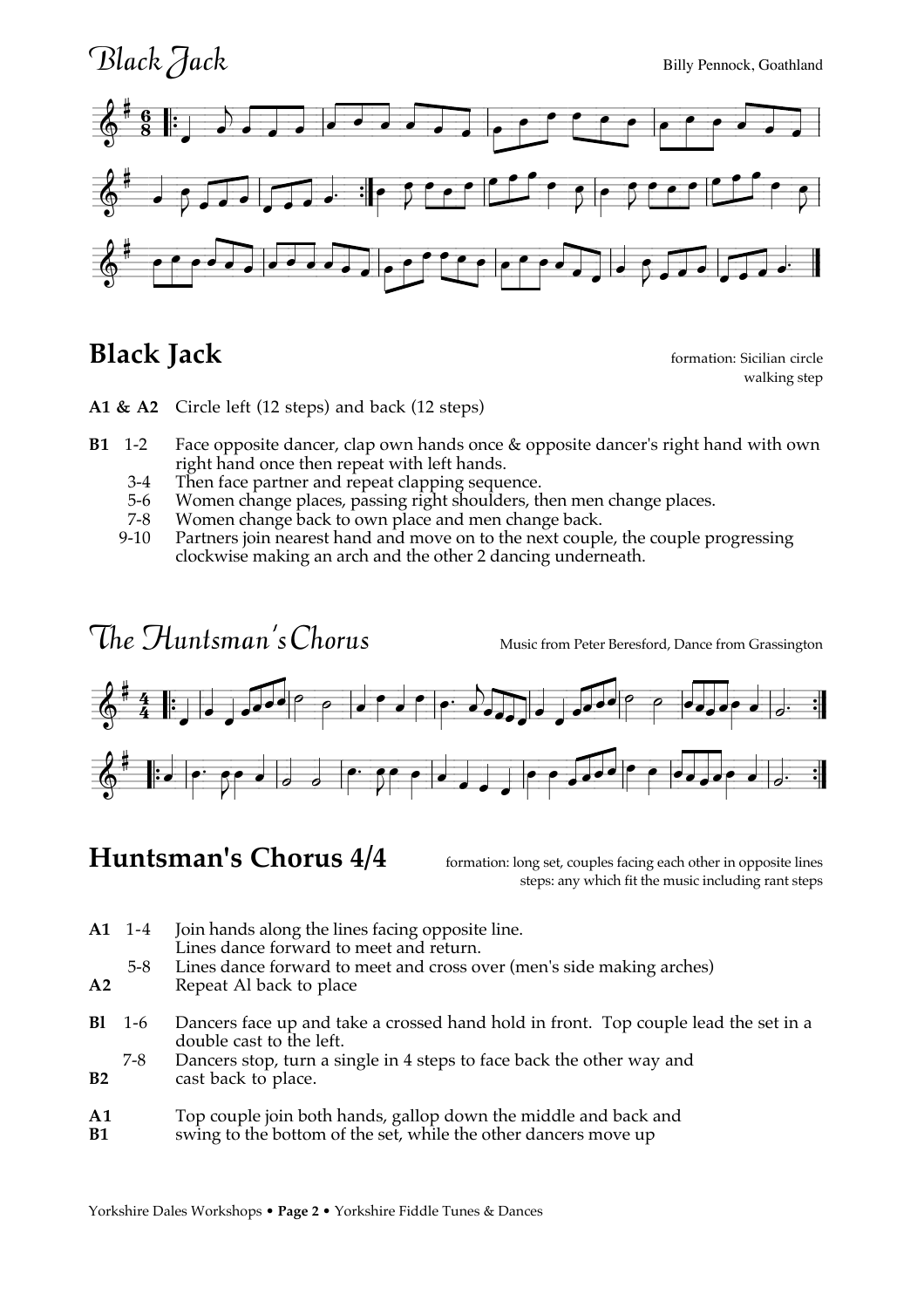# Black Jack

Billy Pennock, Goathland

## Black Jack

formation: Sicilian circle
walking step

**A1 & A2** Circle left (12 steps) and back (12 steps)

**B1** 1-2 Face opposite dancer, clap own hands once & opposite dancer's right hand with own right hand once then repeat with left hands.
3-4 Then face partner and repeat clapping sequence.
5-6 Women change places, passing right shoulders, then men change places.
7-8 Women change back to own place and men change back.
9-10 Partners join nearest hand and move on to the next couple, the couple progressing clockwise making an arch and the other 2 dancing underneath.

# The Huntsman's Chorus

Music from Peter Beresford, Dance from Grassington

## Huntsman's Chorus 4/4

formation: long set, couples facing each other in opposite lines
steps: any which fit the music including rant steps

**A1** 1-4 Join hands along the lines facing opposite line.
Lines dance forward to meet and return.
5-8 Lines dance forward to meet and cross over (men's side making arches)
**A2** Repeat Al back to place

**Bl** 1-6 Dancers face up and take a crossed hand hold in front. Top couple lead the set in a double cast to the left.
7-8 Dancers stop, turn a single in 4 steps to face back the other way and
**B2** cast back to place.

**A1** Top couple join both hands, gallop down the middle and back and
**B1** swing to the bottom of the set, while the other dancers move up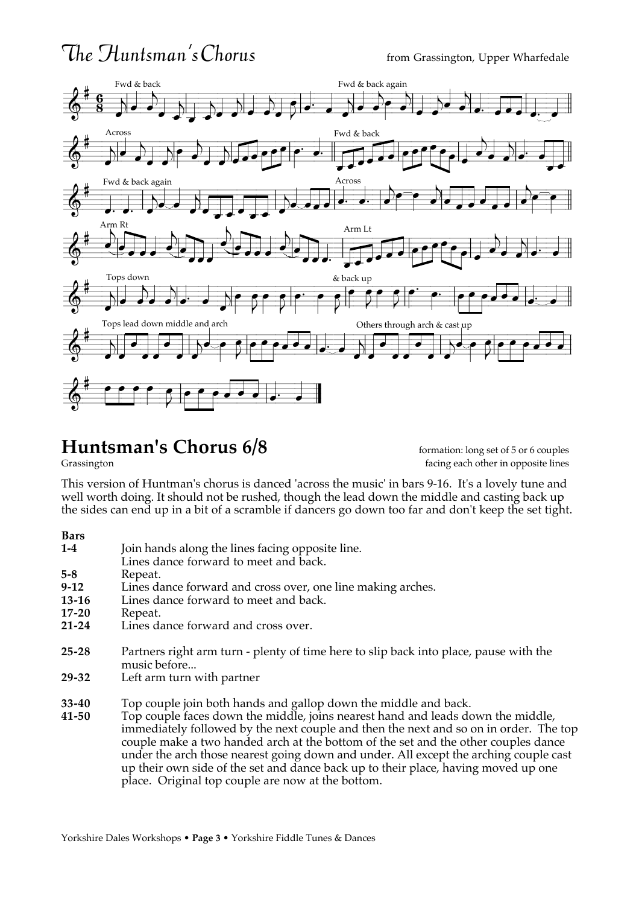# The Huntsman's Chorus

from Grassington, Upper Wharfedale

## Huntsman's Chorus 6/8

Grassington

formation: long set of 5 or 6 couples facing each other in opposite lines

This version of Huntman's chorus is danced 'across the music' in bars 9-16. It's a lovely tune and well worth doing. It should not be rushed, though the lead down the middle and casting back up the sides can end up in a bit of a scramble if dancers go down too far and don't keep the set tight.

**Bars**

**1-4** Join hands along the lines facing opposite line. Lines dance forward to meet and back.

**5-8** Repeat.

**9-12** Lines dance forward and cross over, one line making arches.

**13-16** Lines dance forward to meet and back.

**17-20** Repeat.

**21-24** Lines dance forward and cross over.

**25-28** Partners right arm turn - plenty of time here to slip back into place, pause with the music before...

**29-32** Left arm turn with partner

**33-40** Top couple join both hands and gallop down the middle and back.

**41-50** Top couple faces down the middle, joins nearest hand and leads down the middle, immediately followed by the next couple and then the next and so on in order. The top couple make a two handed arch at the bottom of the set and the other couples dance under the arch those nearest going down and under. All except the arching couple cast up their own side of the set and dance back up to their place, having moved up one place. Original top couple are now at the bottom.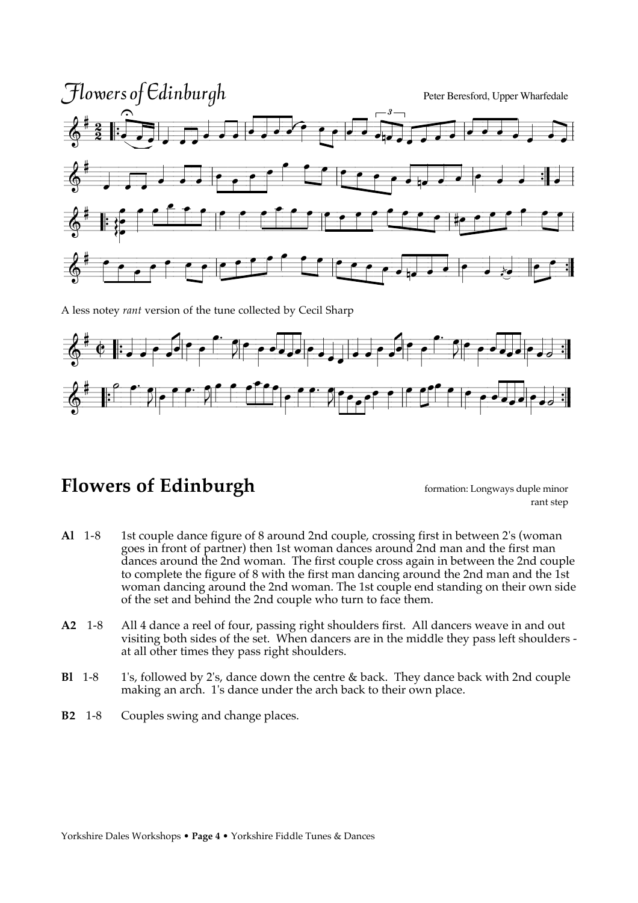# Flowers of Edinburgh

Peter Beresford, Upper Wharfedale

A less notey *rant* version of the tune collected by Cecil Sharp

## Flowers of Edinburgh

formation: Longways duple minor
rant step

**A1** 1-8 1st couple dance figure of 8 around 2nd couple, crossing first in between 2's (woman goes in front of partner) then 1st woman dances around 2nd man and the first man dances around the 2nd woman. The first couple cross again in between the 2nd couple to complete the figure of 8 with the first man dancing around the 2nd man and the 1st woman dancing around the 2nd woman. The 1st couple end standing on their own side of the set and behind the 2nd couple who turn to face them.

**A2** 1-8 All 4 dance a reel of four, passing right shoulders first. All dancers weave in and out visiting both sides of the set. When dancers are in the middle they pass left shoulders - at all other times they pass right shoulders.

**B1** 1-8 1's, followed by 2's, dance down the centre & back. They dance back with 2nd couple making an arch. 1's dance under the arch back to their own place.

**B2** 1-8 Couples swing and change places.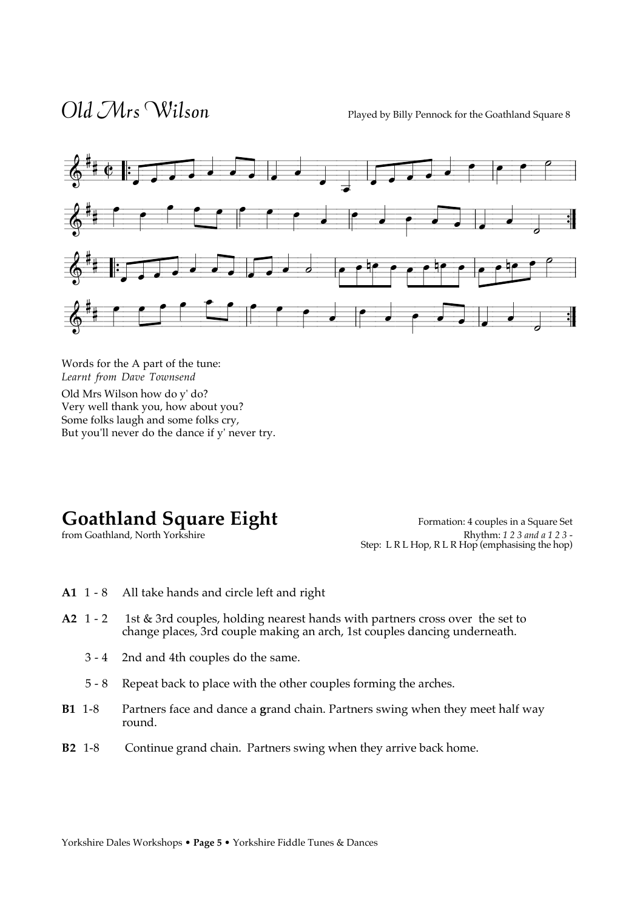# *Old Mrs Wilson*

Played by Billy Pennock for the Goathland Square 8

Words for the A part of the tune:
*Learnt from Dave Townsend*

Old Mrs Wilson how do y' do?
Very well thank you, how about you?
Some folks laugh and some folks cry,
But you'll never do the dance if y' never try.

# Goathland Square Eight

from Goathland, North Yorkshire

Formation: 4 couples in a Square Set
Rhythm: *1 2 3 and a 1 2 3 -*
Step: L R L Hop, R L R Hop (emphasising the hop)

**A1** 1 - 8 All take hands and circle left and right

**A2** 1 - 2 1st & 3rd couples, holding nearest hands with partners cross over the set to change places, 3rd couple making an arch, 1st couples dancing underneath.

3 - 4 2nd and 4th couples do the same.

5 - 8 Repeat back to place with the other couples forming the arches.

**B1** 1-8 Partners face and dance a **g**rand chain. Partners swing when they meet half way round.

**B2** 1-8 Continue grand chain. Partners swing when they arrive back home.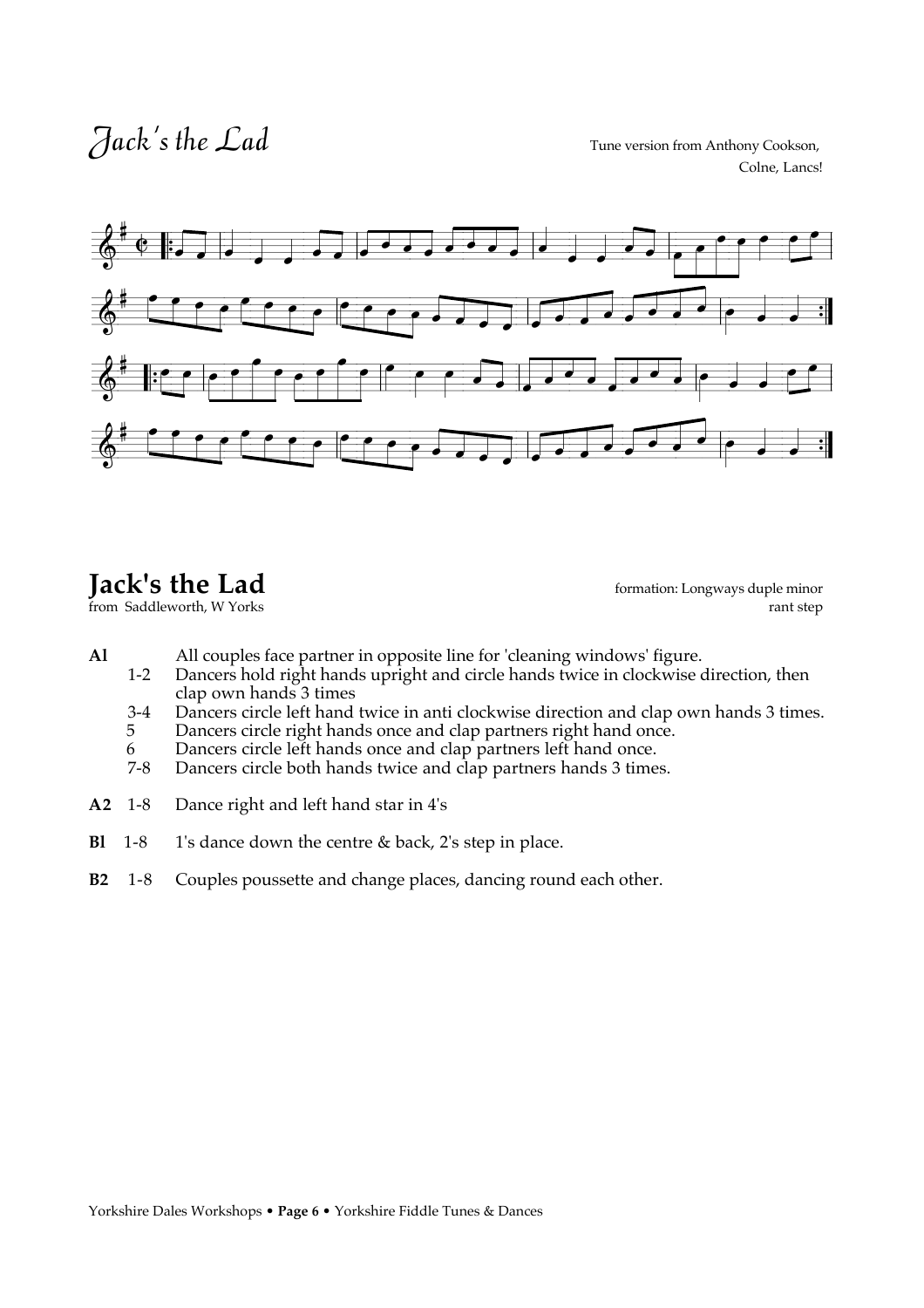# *Jack's the Lad*

Tune version from Anthony Cookson, Colne, Lancs!

## Jack's the Lad

from Saddleworth, W Yorks

formation: Longways duple minor
rant step

**Al** All couples face partner in opposite line for 'cleaning windows' figure.

- 1-2 Dancers hold right hands upright and circle hands twice in clockwise direction, then clap own hands 3 times
- 3-4 Dancers circle left hand twice in anti clockwise direction and clap own hands 3 times.
- 5 Dancers circle right hands once and clap partners right hand once.
- 6 Dancers circle left hands once and clap partners left hand once.
- 7-8 Dancers circle both hands twice and clap partners hands 3 times.

**A2** 1-8 Dance right and left hand star in 4's

**Bl** 1-8 1's dance down the centre & back, 2's step in place.

**B2** 1-8 Couples poussette and change places, dancing round each other.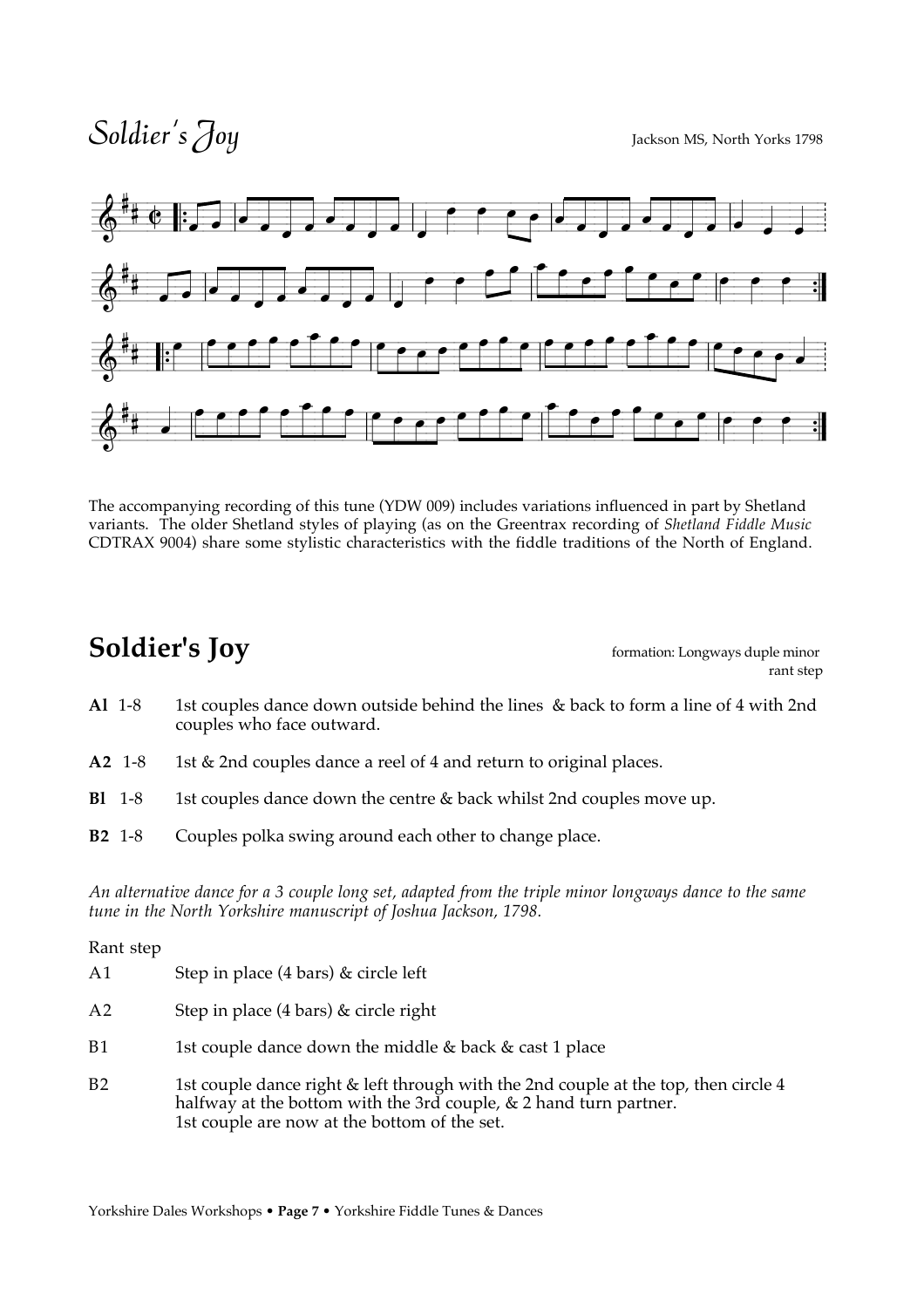# *Soldier's Joy*

Jackson MS, North Yorks 1798

The accompanying recording of this tune (YDW 009) includes variations influenced in part by Shetland variants. The older Shetland styles of playing (as on the Greentrax recording of *Shetland Fiddle Music* CDTRAX 9004) share some stylistic characteristics with the fiddle traditions of the North of England.

## Soldier's Joy

formation: Longways duple minor
rant step

**Al** 1-8 1st couples dance down outside behind the lines & back to form a line of 4 with 2nd couples who face outward.

**A2** 1-8 1st & 2nd couples dance a reel of 4 and return to original places.

**Bl** 1-8 1st couples dance down the centre & back whilst 2nd couples move up.

**B2** 1-8 Couples polka swing around each other to change place.

*An alternative dance for a 3 couple long set, adapted from the triple minor longways dance to the same tune in the North Yorkshire manuscript of Joshua Jackson, 1798.*

Rant step

A1 Step in place (4 bars) & circle left

A2 Step in place (4 bars) & circle right

B1 1st couple dance down the middle & back & cast 1 place

B2 1st couple dance right & left through with the 2nd couple at the top, then circle 4 halfway at the bottom with the 3rd couple, & 2 hand turn partner.
1st couple are now at the bottom of the set.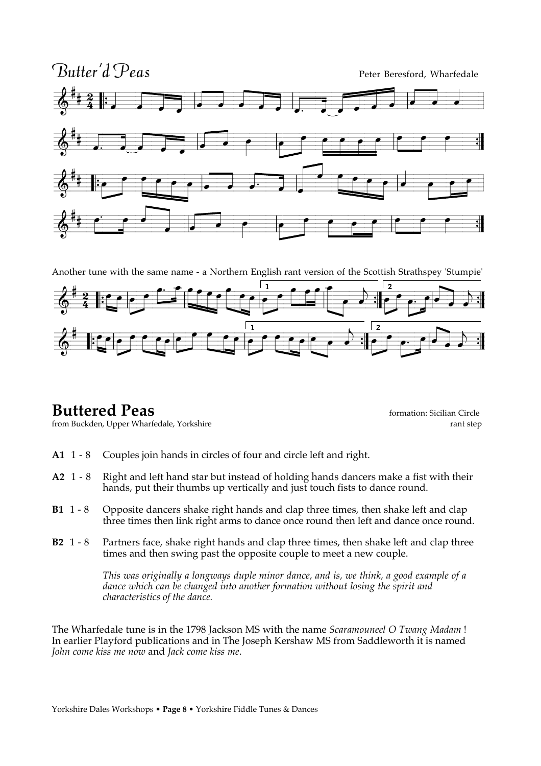## Butter'd Peas

Peter Beresford, Wharfedale

Another tune with the same name - a Northern English rant version of the Scottish Strathspey 'Stumpie'

# Buttered Peas

from Buckden, Upper Wharfedale, Yorkshire

formation: Sicilian Circle
rant step

**A1** 1 - 8 Couples join hands in circles of four and circle left and right.

**A2** 1 - 8 Right and left hand star but instead of holding hands dancers make a fist with their hands, put their thumbs up vertically and just touch fists to dance round.

**B1** 1 - 8 Opposite dancers shake right hands and clap three times, then shake left and clap three times then link right arms to dance once round then left and dance once round.

**B2** 1 - 8 Partners face, shake right hands and clap three times, then shake left and clap three times and then swing past the opposite couple to meet a new couple.

*This was originally a longways duple minor dance, and is, we think, a good example of a dance which can be changed into another formation without losing the spirit and characteristics of the dance.*

The Wharfedale tune is in the 1798 Jackson MS with the name *Scaramouneel O Twang Madam* ! In earlier Playford publications and in The Joseph Kershaw MS from Saddleworth it is named *John come kiss me now* and *Jack come kiss me*.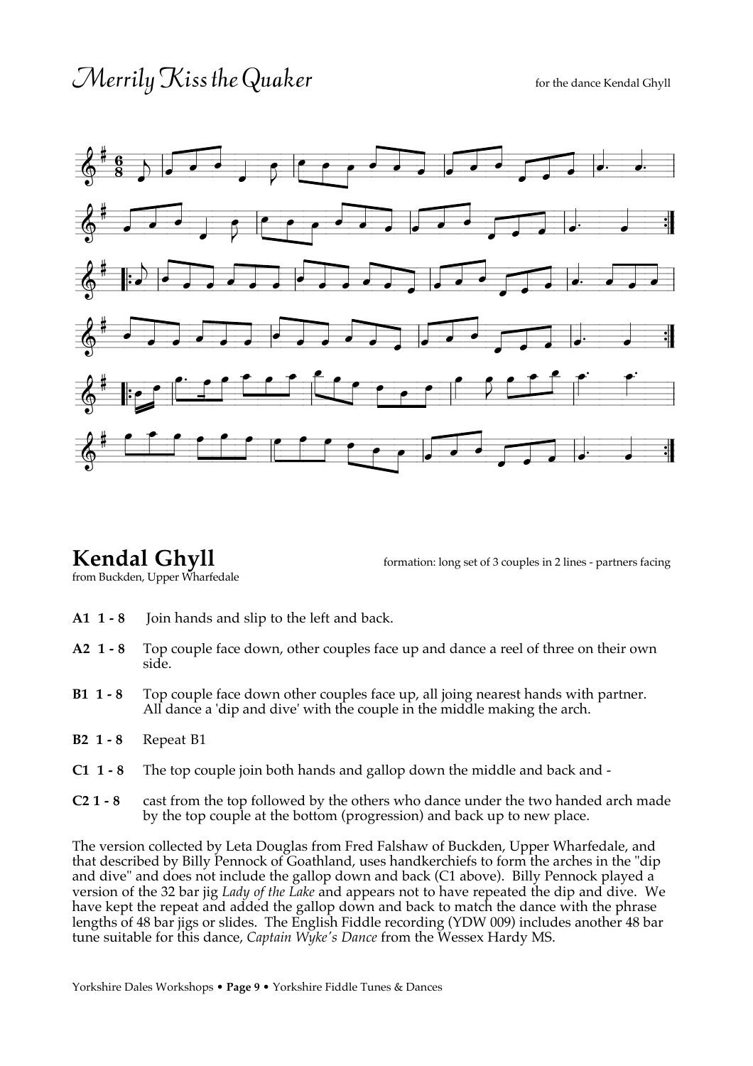# *Merrily Kiss the Quaker*

for the dance Kendal Ghyll

## Kendal Ghyll

from Buckden, Upper Wharfedale

formation: long set of 3 couples in 2 lines - partners facing

**A1 1 - 8** Join hands and slip to the left and back.

**A2 1 - 8** Top couple face down, other couples face up and dance a reel of three on their own side.

**B1 1 - 8** Top couple face down other couples face up, all joing nearest hands with partner. All dance a 'dip and dive' with the couple in the middle making the arch.

**B2 1 - 8** Repeat B1

**C1 1 - 8** The top couple join both hands and gallop down the middle and back and -

**C2 1 - 8** cast from the top followed by the others who dance under the two handed arch made by the top couple at the bottom (progression) and back up to new place.

The version collected by Leta Douglas from Fred Falshaw of Buckden, Upper Wharfedale, and that described by Billy Pennock of Goathland, uses handkerchiefs to form the arches in the "dip and dive" and does not include the gallop down and back (C1 above). Billy Pennock played a version of the 32 bar jig *Lady of the Lake* and appears not to have repeated the dip and dive. We have kept the repeat and added the gallop down and back to match the dance with the phrase lengths of 48 bar jigs or slides. The English Fiddle recording (YDW 009) includes another 48 bar tune suitable for this dance, *Captain Wyke's Dance* from the Wessex Hardy MS.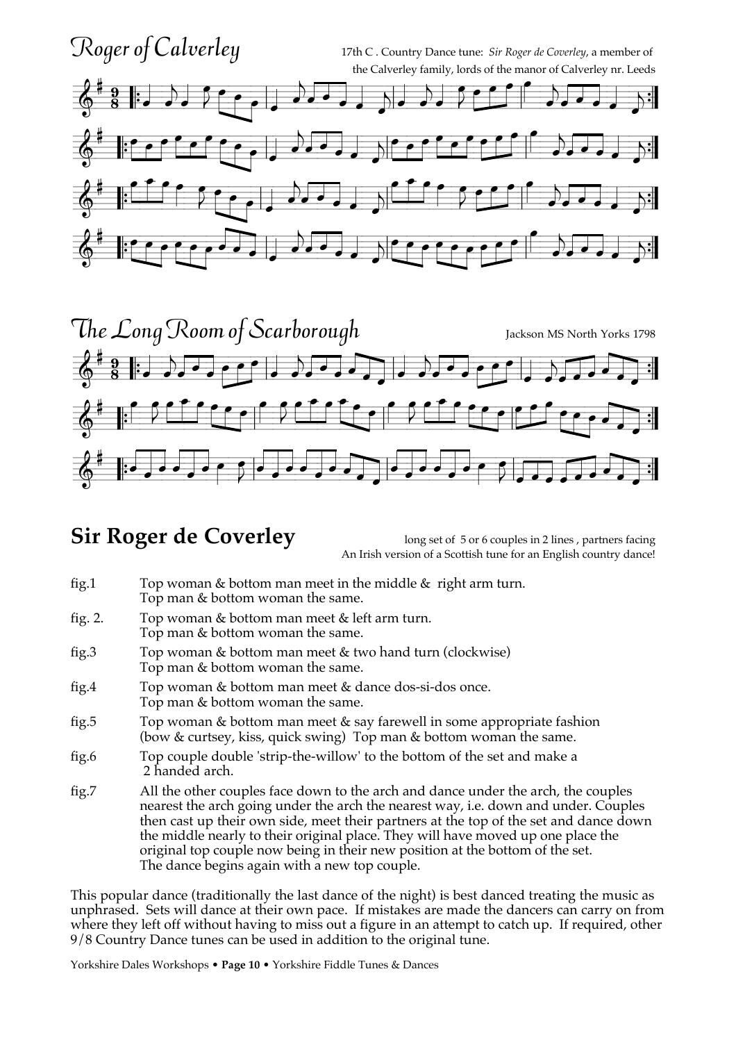# Roger of Calverley

17th C . Country Dance tune: *Sir Roger de Coverley*, a member of the Calverley family, lords of the manor of Calverley nr. Leeds

# The Long Room of Scarborough

Jackson MS North Yorks 1798

## Sir Roger de Coverley

long set of 5 or 6 couples in 2 lines , partners facing
An Irish version of a Scottish tune for an English country dance!

| | |
|---|---|
| fig.1 | Top woman & bottom man meet in the middle & right arm turn. Top man & bottom woman the same. |
| fig. 2. | Top woman & bottom man meet & left arm turn. Top man & bottom woman the same. |
| fig.3 | Top woman & bottom man meet & two hand turn (clockwise) Top man & bottom woman the same. |
| fig.4 | Top woman & bottom man meet & dance dos-si-dos once. Top man & bottom woman the same. |
| fig.5 | Top woman & bottom man meet & say farewell in some appropriate fashion (bow & curtsey, kiss, quick swing) Top man & bottom woman the same. |
| fig.6 | Top couple double 'strip-the-willow' to the bottom of the set and make a 2 handed arch. |
| fig.7 | All the other couples face down to the arch and dance under the arch, the couples nearest the arch going under the arch the nearest way, i.e. down and under. Couples then cast up their own side, meet their partners at the top of the set and dance down the middle nearly to their original place. They will have moved up one place the original top couple now being in their new position at the bottom of the set. The dance begins again with a new top couple. |

This popular dance (traditionally the last dance of the night) is best danced treating the music as unphrased. Sets will dance at their own pace. If mistakes are made the dancers can carry on from where they left off without having to miss out a figure in an attempt to catch up. If required, other 9/8 Country Dance tunes can be used in addition to the original tune.